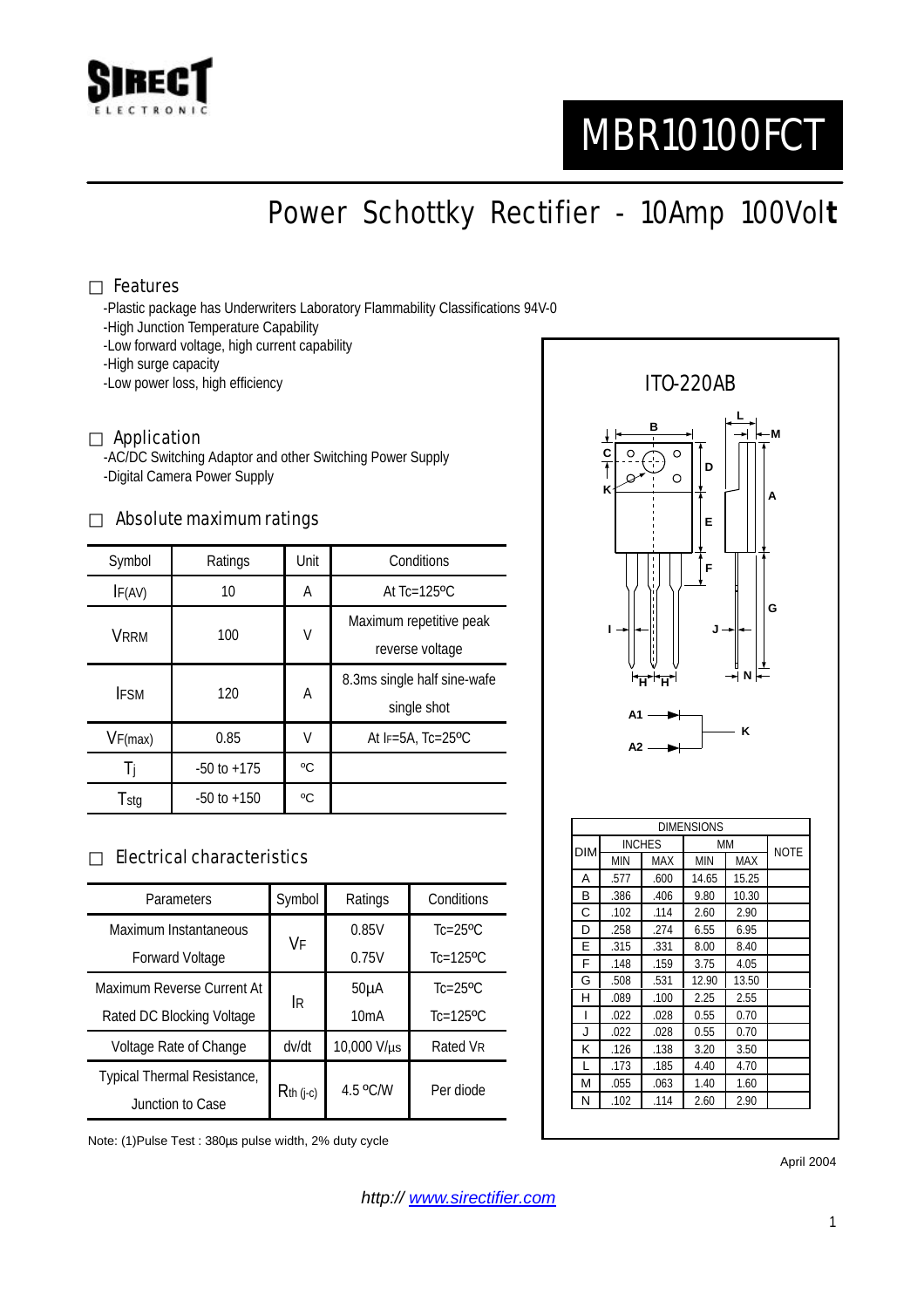# MBR10100FCT

## Power Schottky Rectifier - 10Amp 100Volt

### □ Features

- -Plastic package has Underwriters Laboratory Flammability Classifications 94V-0
- -High Junction Temperature Capability
- -Low forward voltage, high current capability
- -High surge capacity
- -Low power loss, high efficiency

### □ Application

- -AC/DC Switching Adaptor and other Switching Power Supply
- -Digital Camera Power Supply

### □ Absolute maximum ratings

| Symbol | Ratings | Unit | Conditions |
|---|---|---|---|
| $I_{F(AV)}$ | 10 | A | At Tc=125ºC |
| $V_{RRM}$ | 100 | V | Maximum repetitive peak reverse voltage |
| $I_{FSM}$ | 120 | A | 8.3ms single half sine-wafe single shot |
| $V_{F(max)}$ | 0.85 | V | At $I_F$=5A, Tc=25ºC |
| $T_j$ | -50 to +175 | ºC | |
| $T_{stg}$ | -50 to +150 | ºC | |

### □ Electrical characteristics

| Parameters | Symbol | Ratings | Conditions |
|---|---|---|---|
| Maximum Instantaneous Forward Voltage | $V_F$ | 0.85V | Tc=25ºC |
| | | 0.75V | Tc=125ºC |
| Maximum Reverse Current At Rated DC Blocking Voltage | $I_R$ | 50µA | Tc=25ºC |
| | | 10mA | Tc=125ºC |
| Voltage Rate of Change | dv/dt | 10,000 V/µs | Rated $V_R$ |
| Typical Thermal Resistance, Junction to Case | $R_{th\ (j-c)}$ | 4.5 ºC/W | Per diode |

Note: (1)Pulse Test : 380µs pulse width, 2% duty cycle

### ITO-220AB

| DIM | INCHES MIN | INCHES MAX | MM MIN | MM MAX | NOTE |
|---|---|---|---|---|---|
| A | .577 | .600 | 14.65 | 15.25 | |
| B | .386 | .406 | 9.80 | 10.30 | |
| C | .102 | .114 | 2.60 | 2.90 | |
| D | .258 | .274 | 6.55 | 6.95 | |
| E | .315 | .331 | 8.00 | 8.40 | |
| F | .148 | .159 | 3.75 | 4.05 | |
| G | .508 | .531 | 12.90 | 13.50 | |
| H | .089 | .100 | 2.25 | 2.55 | |
| I | .022 | .028 | 0.55 | 0.70 | |
| J | .022 | .028 | 0.55 | 0.70 | |
| K | .126 | .138 | 3.20 | 3.50 | |
| L | .173 | .185 | 4.40 | 4.70 | |
| M | .055 | .063 | 1.40 | 1.60 | |
| N | .102 | .114 | 2.60 | 2.90 | |

April 2004

*http:// www.sirectifier.com*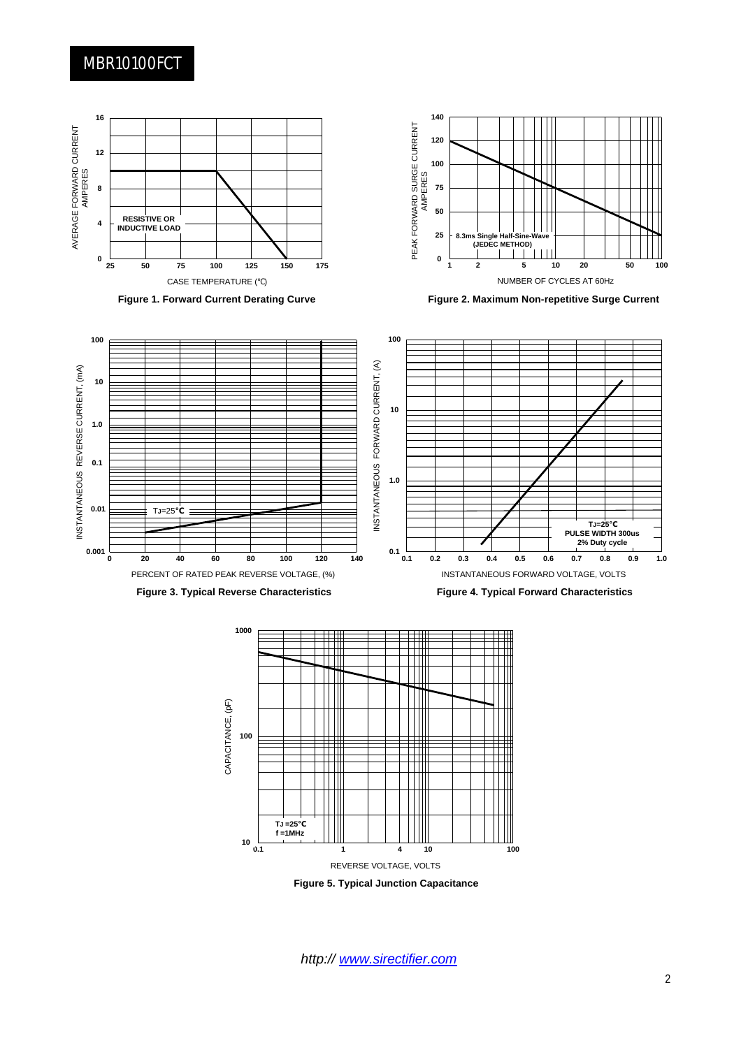MBR10100FCT

16
12
8
4
0
AVERAGE FORWARD CURRENT AMPERES
RESISTIVE OR INDUCTIVE LOAD
25 50 75 100 125 150 175
CASE TEMPERATURE (℃)

**Figure 1. Forward Current Derating Curve**

140
120
100
75
50
25
0
PEAK FORWARD SURGE CURRENT AMPERES
8.3ms Single Half-Sine-Wave (JEDEC METHOD)
1 2 5 10 20 50 100
NUMBER OF CYCLES AT 60Hz

**Figure 2. Maximum Non-repetitive Surge Current**

100
10
1.0
0.1
0.01
0.001
INSTANTANEOUS REVERSE CURRENT, (mA)
TJ=25°C
0 20 40 60 80 100 120 140
PERCENT OF RATED PEAK REVERSE VOLTAGE, (%)

**Figure 3. Typical Reverse Characteristics**

100
10
1.0
0.1
INSTANTANEOUS FORWARD CURRENT, (A)
TJ=25°C
PULSE WIDTH 300us
2% Duty cycle
0.1 0.2 0.3 0.4 0.5 0.6 0.7 0.8 0.9 1.0
INSTANTANEOUS FORWARD VOLTAGE, VOLTS

**Figure 4. Typical Forward Characteristics**

1000
100
10
CAPACITANCE, (pF)
TJ =25°C
f =1MHz
0.1 1 4 10 100
REVERSE VOLTAGE, VOLTS

**Figure 5. Typical Junction Capacitance**

*http:// www.sirectifier.com*